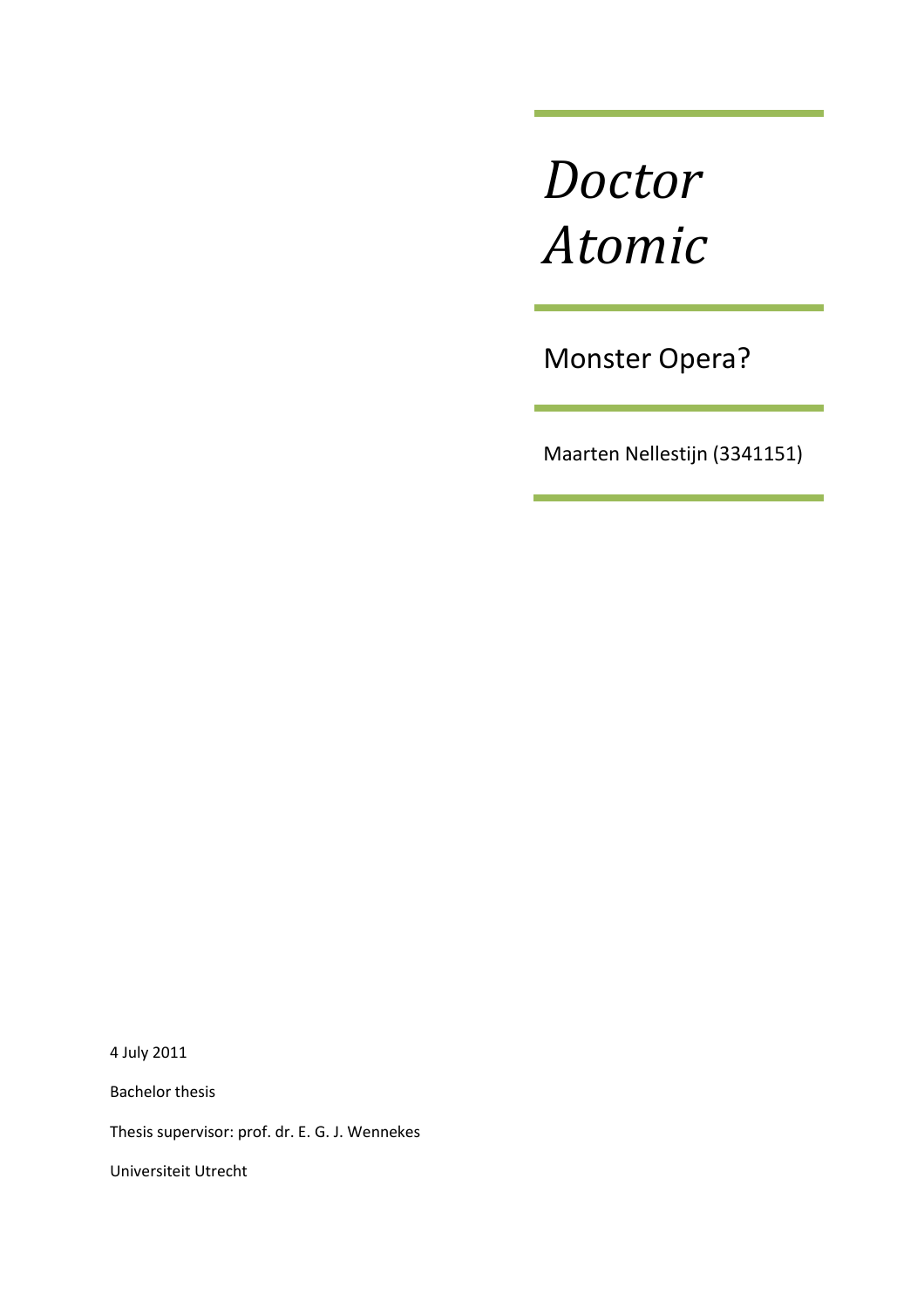# *Doctor Atomic*

## Monster Opera?

Maarten Nellestijn (3341151)

4 July 2011

Bachelor thesis

Thesis supervisor: prof. dr. E. G. J. Wennekes

Universiteit Utrecht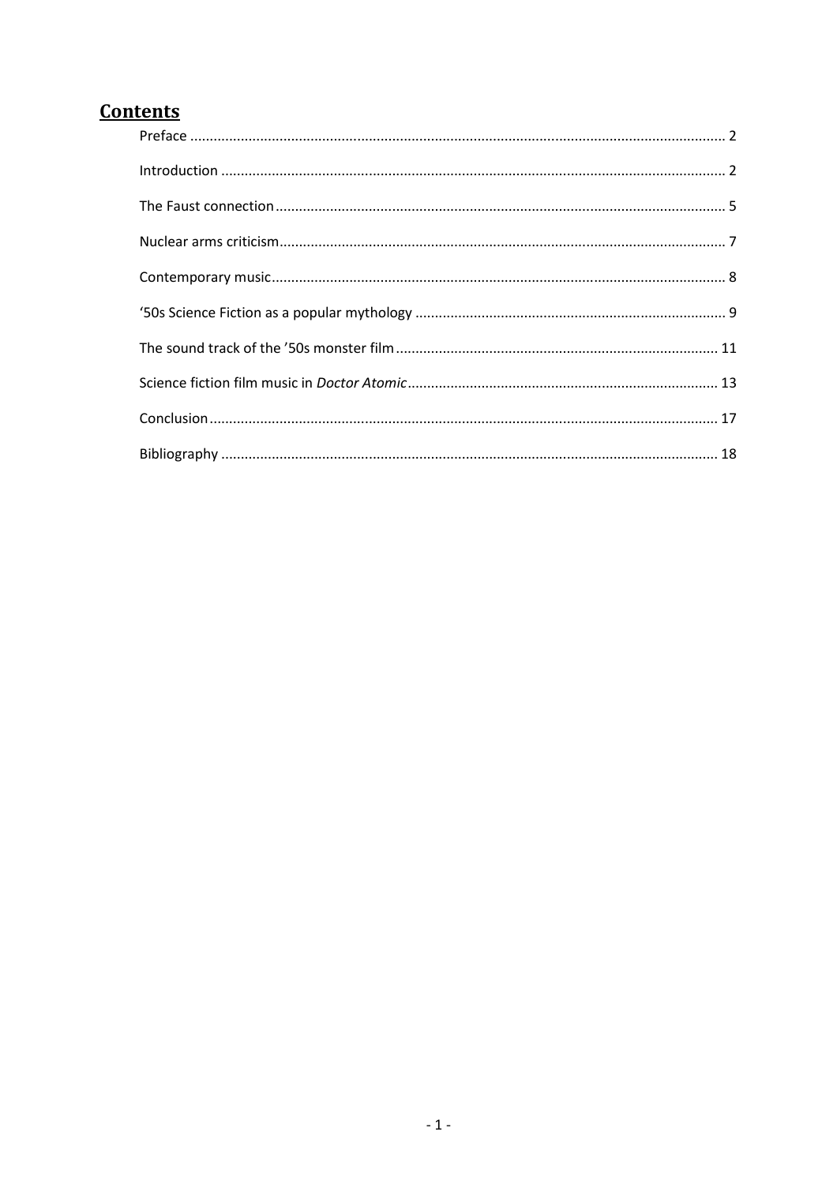## Contents

Preface ..... 2

Introduction ..... 2

The Faust connection ..... 5

Nuclear arms criticism ..... 7

Contemporary music ..... 8

'50s Science Fiction as a popular mythology ..... 9

The sound track of the '50s monster film ..... 11

Science fiction film music in *Doctor Atomic* ..... 13

Conclusion ..... 17

Bibliography ..... 18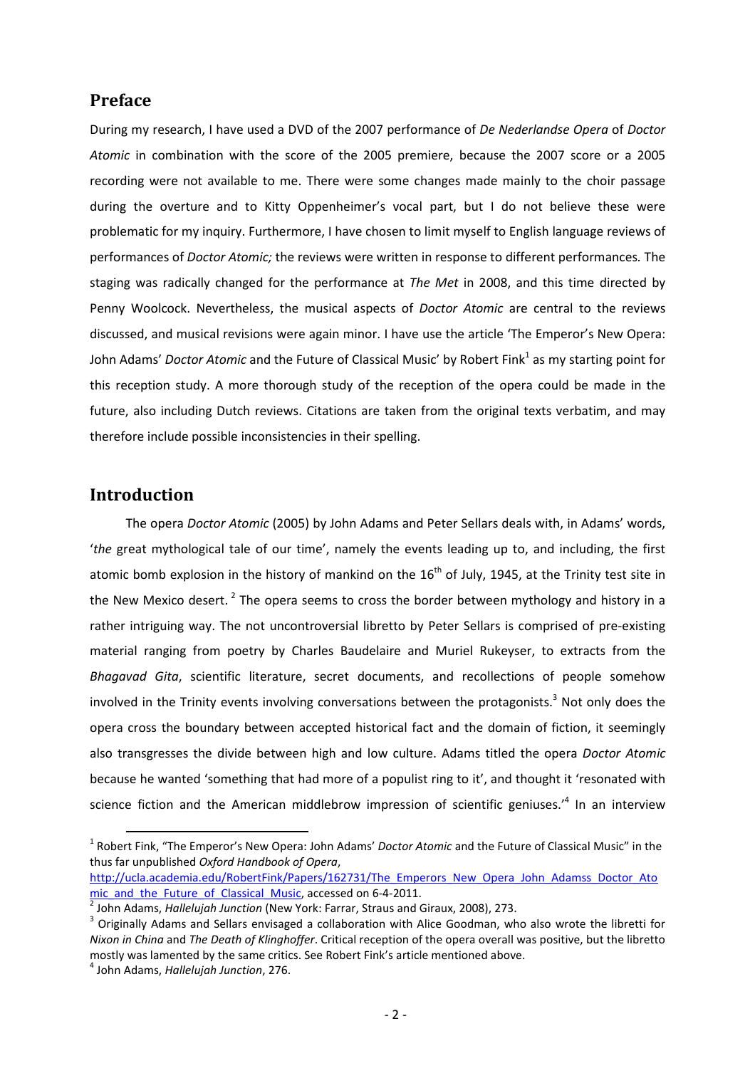## Preface

During my research, I have used a DVD of the 2007 performance of *De Nederlandse Opera* of *Doctor Atomic* in combination with the score of the 2005 premiere, because the 2007 score or a 2005 recording were not available to me. There were some changes made mainly to the choir passage during the overture and to Kitty Oppenheimer's vocal part, but I do not believe these were problematic for my inquiry. Furthermore, I have chosen to limit myself to English language reviews of performances of *Doctor Atomic;* the reviews were written in response to different performances. The staging was radically changed for the performance at *The Met* in 2008, and this time directed by Penny Woolcock. Nevertheless, the musical aspects of *Doctor Atomic* are central to the reviews discussed, and musical revisions were again minor. I have use the article 'The Emperor's New Opera: John Adams' *Doctor Atomic* and the Future of Classical Music' by Robert Fink[1] as my starting point for this reception study. A more thorough study of the reception of the opera could be made in the future, also including Dutch reviews. Citations are taken from the original texts verbatim, and may therefore include possible inconsistencies in their spelling.

## Introduction

The opera *Doctor Atomic* (2005) by John Adams and Peter Sellars deals with, in Adams' words, '*the* great mythological tale of our time', namely the events leading up to, and including, the first atomic bomb explosion in the history of mankind on the 16th of July, 1945, at the Trinity test site in the New Mexico desert.[2] The opera seems to cross the border between mythology and history in a rather intriguing way. The not uncontroversial libretto by Peter Sellars is comprised of pre-existing material ranging from poetry by Charles Baudelaire and Muriel Rukeyser, to extracts from the *Bhagavad Gita*, scientific literature, secret documents, and recollections of people somehow involved in the Trinity events involving conversations between the protagonists.[3] Not only does the opera cross the boundary between accepted historical fact and the domain of fiction, it seemingly also transgresses the divide between high and low culture. Adams titled the opera *Doctor Atomic* because he wanted 'something that had more of a populist ring to it', and thought it 'resonated with science fiction and the American middlebrow impression of scientific geniuses.'[4] In an interview

---

[1] Robert Fink, "The Emperor's New Opera: John Adams' *Doctor Atomic* and the Future of Classical Music" in the thus far unpublished *Oxford Handbook of Opera*, http://ucla.academia.edu/RobertFink/Papers/162731/The_Emperors_New_Opera_John_Adamss_Doctor_Atomic_and_the_Future_of_Classical_Music, accessed on 6-4-2011.

[2] John Adams, *Hallelujah Junction* (New York: Farrar, Straus and Giraux, 2008), 273.

[3] Originally Adams and Sellars envisaged a collaboration with Alice Goodman, who also wrote the libretti for *Nixon in China* and *The Death of Klinghoffer*. Critical reception of the opera overall was positive, but the libretto mostly was lamented by the same critics. See Robert Fink's article mentioned above.

[4] John Adams, *Hallelujah Junction*, 276.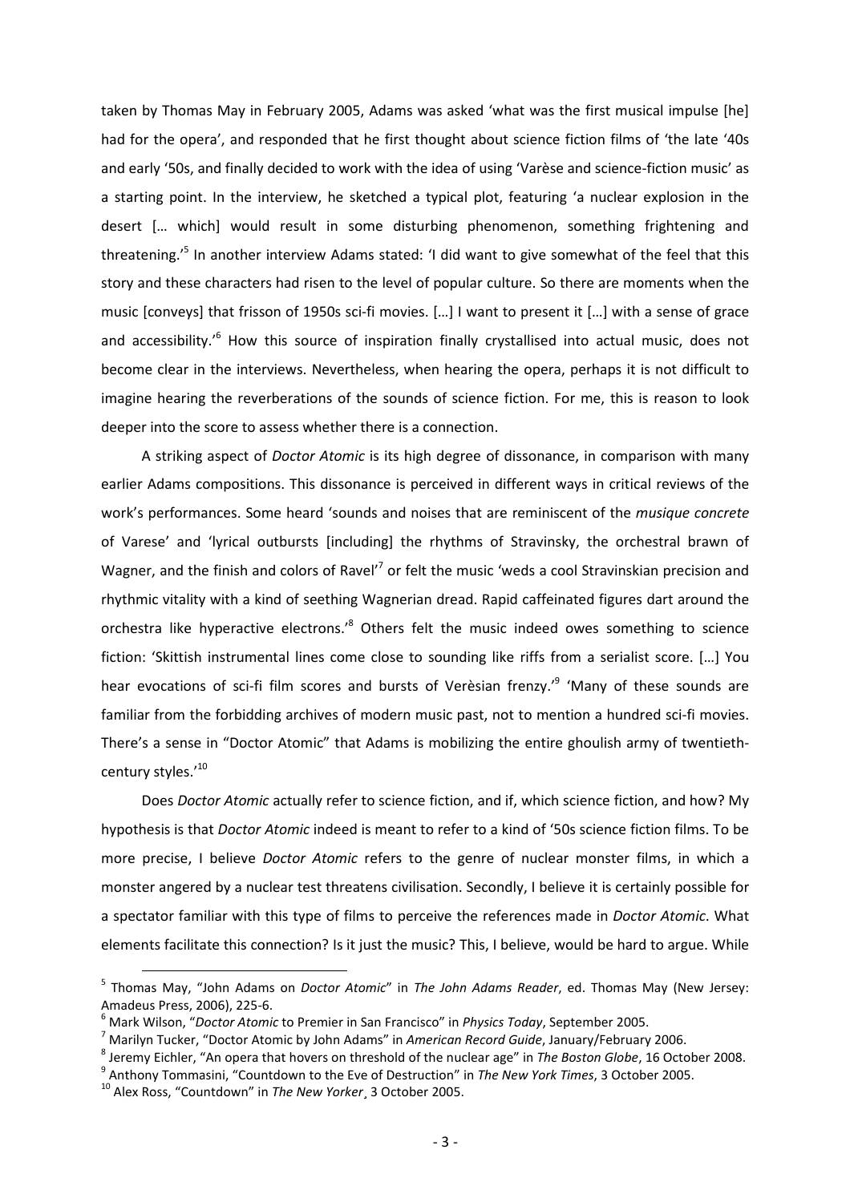taken by Thomas May in February 2005, Adams was asked 'what was the first musical impulse [he] had for the opera', and responded that he first thought about science fiction films of 'the late '40s and early '50s, and finally decided to work with the idea of using 'Varèse and science-fiction music' as a starting point. In the interview, he sketched a typical plot, featuring 'a nuclear explosion in the desert [… which] would result in some disturbing phenomenon, something frightening and threatening.'[5] In another interview Adams stated: 'I did want to give somewhat of the feel that this story and these characters had risen to the level of popular culture. So there are moments when the music [conveys] that frisson of 1950s sci-fi movies. […] I want to present it […] with a sense of grace and accessibility.'[6] How this source of inspiration finally crystallised into actual music, does not become clear in the interviews. Nevertheless, when hearing the opera, perhaps it is not difficult to imagine hearing the reverberations of the sounds of science fiction. For me, this is reason to look deeper into the score to assess whether there is a connection.

A striking aspect of *Doctor Atomic* is its high degree of dissonance, in comparison with many earlier Adams compositions. This dissonance is perceived in different ways in critical reviews of the work's performances. Some heard 'sounds and noises that are reminiscent of the *musique concrete* of Varese' and 'lyrical outbursts [including] the rhythms of Stravinsky, the orchestral brawn of Wagner, and the finish and colors of Ravel'[7] or felt the music 'weds a cool Stravinskian precision and rhythmic vitality with a kind of seething Wagnerian dread. Rapid caffeinated figures dart around the orchestra like hyperactive electrons.'[8] Others felt the music indeed owes something to science fiction: 'Skittish instrumental lines come close to sounding like riffs from a serialist score. […] You hear evocations of sci-fi film scores and bursts of Verèsian frenzy.'[9] 'Many of these sounds are familiar from the forbidding archives of modern music past, not to mention a hundred sci-fi movies. There's a sense in "Doctor Atomic" that Adams is mobilizing the entire ghoulish army of twentieth-century styles.'[10]

Does *Doctor Atomic* actually refer to science fiction, and if, which science fiction, and how? My hypothesis is that *Doctor Atomic* indeed is meant to refer to a kind of '50s science fiction films. To be more precise, I believe *Doctor Atomic* refers to the genre of nuclear monster films, in which a monster angered by a nuclear test threatens civilisation. Secondly, I believe it is certainly possible for a spectator familiar with this type of films to perceive the references made in *Doctor Atomic*. What elements facilitate this connection? Is it just the music? This, I believe, would be hard to argue. While

---

[5] Thomas May, "John Adams on *Doctor Atomic*" in *The John Adams Reader*, ed. Thomas May (New Jersey: Amadeus Press, 2006), 225-6.

[6] Mark Wilson, "*Doctor Atomic* to Premier in San Francisco" in *Physics Today*, September 2005.

[7] Marilyn Tucker, "Doctor Atomic by John Adams" in *American Record Guide*, January/February 2006.

[8] Jeremy Eichler, "An opera that hovers on threshold of the nuclear age" in *The Boston Globe*, 16 October 2008.

[9] Anthony Tommasini, "Countdown to the Eve of Destruction" in *The New York Times*, 3 October 2005.

[10] Alex Ross, "Countdown" in *The New Yorker*¸ 3 October 2005.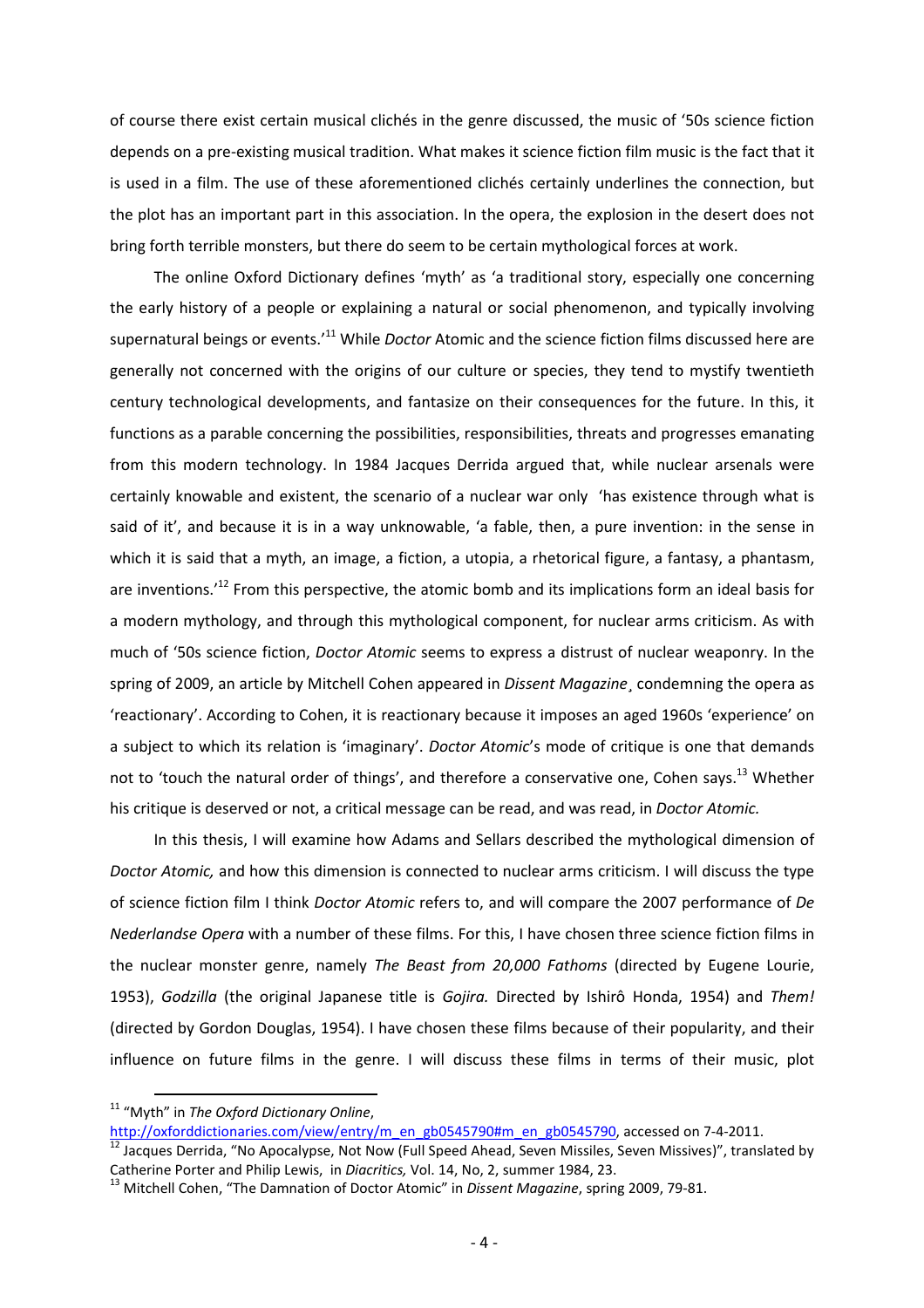of course there exist certain musical clichés in the genre discussed, the music of '50s science fiction depends on a pre-existing musical tradition. What makes it science fiction film music is the fact that it is used in a film. The use of these aforementioned clichés certainly underlines the connection, but the plot has an important part in this association. In the opera, the explosion in the desert does not bring forth terrible monsters, but there do seem to be certain mythological forces at work.

The online Oxford Dictionary defines 'myth' as 'a traditional story, especially one concerning the early history of a people or explaining a natural or social phenomenon, and typically involving supernatural beings or events.'[11] While *Doctor* Atomic and the science fiction films discussed here are generally not concerned with the origins of our culture or species, they tend to mystify twentieth century technological developments, and fantasize on their consequences for the future. In this, it functions as a parable concerning the possibilities, responsibilities, threats and progresses emanating from this modern technology. In 1984 Jacques Derrida argued that, while nuclear arsenals were certainly knowable and existent, the scenario of a nuclear war only 'has existence through what is said of it', and because it is in a way unknowable, 'a fable, then, a pure invention: in the sense in which it is said that a myth, an image, a fiction, a utopia, a rhetorical figure, a fantasy, a phantasm, are inventions.'[12] From this perspective, the atomic bomb and its implications form an ideal basis for a modern mythology, and through this mythological component, for nuclear arms criticism. As with much of '50s science fiction, *Doctor Atomic* seems to express a distrust of nuclear weaponry. In the spring of 2009, an article by Mitchell Cohen appeared in *Dissent Magazine*¸ condemning the opera as 'reactionary'. According to Cohen, it is reactionary because it imposes an aged 1960s 'experience' on a subject to which its relation is 'imaginary'. *Doctor Atomic*'s mode of critique is one that demands not to 'touch the natural order of things', and therefore a conservative one, Cohen says.[13] Whether his critique is deserved or not, a critical message can be read, and was read, in *Doctor Atomic.*

In this thesis, I will examine how Adams and Sellars described the mythological dimension of *Doctor Atomic,* and how this dimension is connected to nuclear arms criticism. I will discuss the type of science fiction film I think *Doctor Atomic* refers to, and will compare the 2007 performance of *De Nederlandse Opera* with a number of these films. For this, I have chosen three science fiction films in the nuclear monster genre, namely *The Beast from 20,000 Fathoms* (directed by Eugene Lourie, 1953), *Godzilla* (the original Japanese title is *Gojira.* Directed by Ishirô Honda, 1954) and *Them!* (directed by Gordon Douglas, 1954). I have chosen these films because of their popularity, and their influence on future films in the genre. I will discuss these films in terms of their music, plot

---

[11] "Myth" in *The Oxford Dictionary Online*, http://oxforddictionaries.com/view/entry/m_en_gb0545790#m_en_gb0545790, accessed on 7-4-2011.

[12] Jacques Derrida, "No Apocalypse, Not Now (Full Speed Ahead, Seven Missiles, Seven Missives)", translated by Catherine Porter and Philip Lewis, in *Diacritics,* Vol. 14, No, 2, summer 1984, 23.

[13] Mitchell Cohen, "The Damnation of Doctor Atomic" in *Dissent Magazine*, spring 2009, 79-81.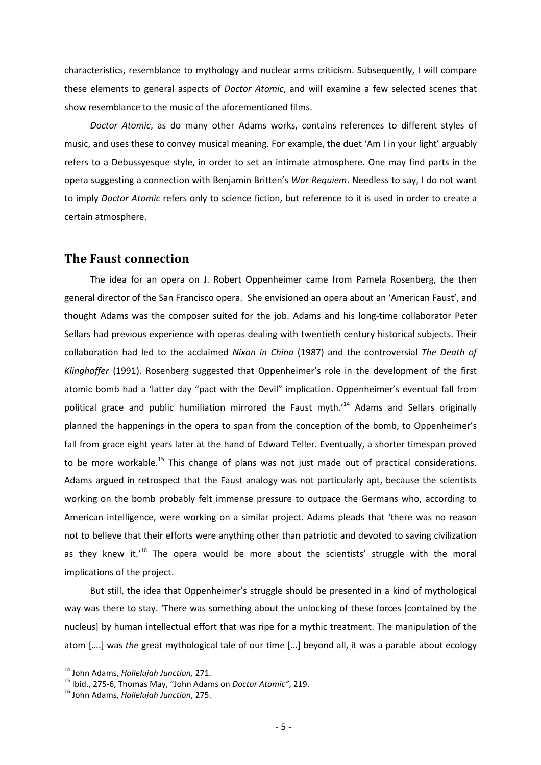characteristics, resemblance to mythology and nuclear arms criticism. Subsequently, I will compare these elements to general aspects of *Doctor Atomic*, and will examine a few selected scenes that show resemblance to the music of the aforementioned films.

*Doctor Atomic*, as do many other Adams works, contains references to different styles of music, and uses these to convey musical meaning. For example, the duet 'Am I in your light' arguably refers to a Debussyesque style, in order to set an intimate atmosphere. One may find parts in the opera suggesting a connection with Benjamin Britten's *War Requiem*. Needless to say, I do not want to imply *Doctor Atomic* refers only to science fiction, but reference to it is used in order to create a certain atmosphere.

## The Faust connection

The idea for an opera on J. Robert Oppenheimer came from Pamela Rosenberg, the then general director of the San Francisco opera. She envisioned an opera about an 'American Faust', and thought Adams was the composer suited for the job. Adams and his long-time collaborator Peter Sellars had previous experience with operas dealing with twentieth century historical subjects. Their collaboration had led to the acclaimed *Nixon in China* (1987) and the controversial *The Death of Klinghoffer* (1991). Rosenberg suggested that Oppenheimer's role in the development of the first atomic bomb had a 'latter day "pact with the Devil" implication. Oppenheimer's eventual fall from political grace and public humiliation mirrored the Faust myth.'[14] Adams and Sellars originally planned the happenings in the opera to span from the conception of the bomb, to Oppenheimer's fall from grace eight years later at the hand of Edward Teller. Eventually, a shorter timespan proved to be more workable.[15] This change of plans was not just made out of practical considerations. Adams argued in retrospect that the Faust analogy was not particularly apt, because the scientists working on the bomb probably felt immense pressure to outpace the Germans who, according to American intelligence, were working on a similar project. Adams pleads that 'there was no reason not to believe that their efforts were anything other than patriotic and devoted to saving civilization as they knew it.'[16] The opera would be more about the scientists' struggle with the moral implications of the project.

But still, the idea that Oppenheimer's struggle should be presented in a kind of mythological way was there to stay. 'There was something about the unlocking of these forces [contained by the nucleus] by human intellectual effort that was ripe for a mythic treatment. The manipulation of the atom [….] was *the* great mythological tale of our time […] beyond all, it was a parable about ecology

---

[14] John Adams, *Hallelujah Junction,* 271.

[15] Ibid., 275-6, Thomas May, "John Adams on *Doctor Atomic"*, 219.

[16] John Adams, *Hallelujah Junction*, 275.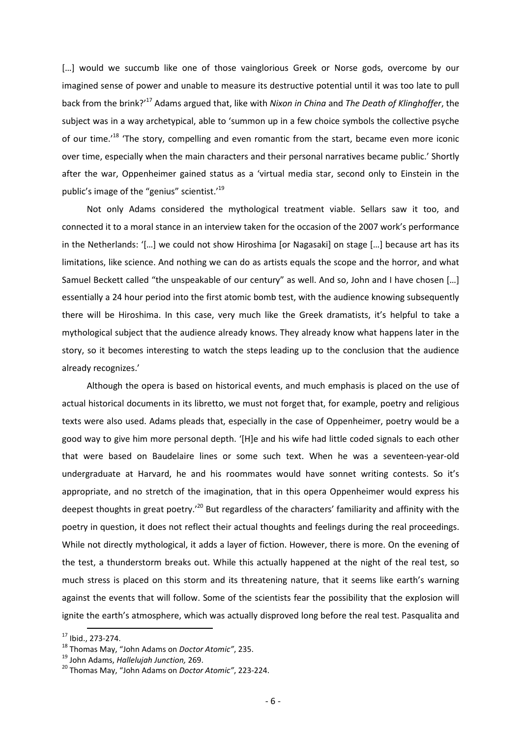[…] would we succumb like one of those vainglorious Greek or Norse gods, overcome by our imagined sense of power and unable to measure its destructive potential until it was too late to pull back from the brink?'[17] Adams argued that, like with *Nixon in China* and *The Death of Klinghoffer*, the subject was in a way archetypical, able to 'summon up in a few choice symbols the collective psyche of our time.'[18] 'The story, compelling and even romantic from the start, became even more iconic over time, especially when the main characters and their personal narratives became public.' Shortly after the war, Oppenheimer gained status as a 'virtual media star, second only to Einstein in the public's image of the "genius" scientist.'[19]

Not only Adams considered the mythological treatment viable. Sellars saw it too, and connected it to a moral stance in an interview taken for the occasion of the 2007 work's performance in the Netherlands: '[…] we could not show Hiroshima [or Nagasaki] on stage […] because art has its limitations, like science. And nothing we can do as artists equals the scope and the horror, and what Samuel Beckett called "the unspeakable of our century" as well. And so, John and I have chosen […] essentially a 24 hour period into the first atomic bomb test, with the audience knowing subsequently there will be Hiroshima. In this case, very much like the Greek dramatists, it's helpful to take a mythological subject that the audience already knows. They already know what happens later in the story, so it becomes interesting to watch the steps leading up to the conclusion that the audience already recognizes.'

Although the opera is based on historical events, and much emphasis is placed on the use of actual historical documents in its libretto, we must not forget that, for example, poetry and religious texts were also used. Adams pleads that, especially in the case of Oppenheimer, poetry would be a good way to give him more personal depth. '[H]e and his wife had little coded signals to each other that were based on Baudelaire lines or some such text. When he was a seventeen-year-old undergraduate at Harvard, he and his roommates would have sonnet writing contests. So it's appropriate, and no stretch of the imagination, that in this opera Oppenheimer would express his deepest thoughts in great poetry.'[20] But regardless of the characters' familiarity and affinity with the poetry in question, it does not reflect their actual thoughts and feelings during the real proceedings. While not directly mythological, it adds a layer of fiction. However, there is more. On the evening of the test, a thunderstorm breaks out. While this actually happened at the night of the real test, so much stress is placed on this storm and its threatening nature, that it seems like earth's warning against the events that will follow. Some of the scientists fear the possibility that the explosion will ignite the earth's atmosphere, which was actually disproved long before the real test. Pasqualita and

---

[17] Ibid., 273-274.

[18] Thomas May, "John Adams on *Doctor Atomic*", 235.

[19] John Adams, *Hallelujah Junction,* 269.

[20] Thomas May, "John Adams on *Doctor Atomic*", 223-224.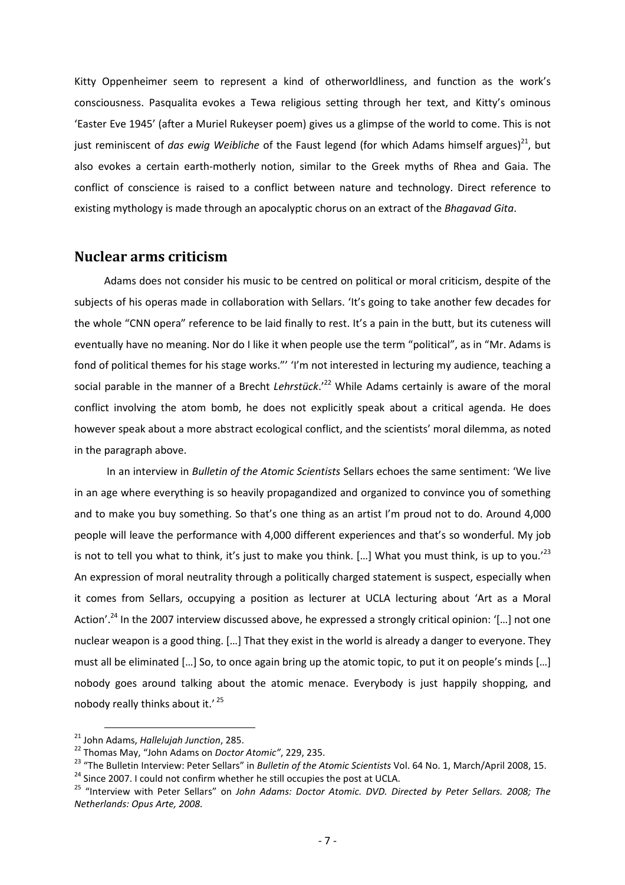Kitty Oppenheimer seem to represent a kind of otherworldliness, and function as the work's consciousness. Pasqualita evokes a Tewa religious setting through her text, and Kitty's ominous 'Easter Eve 1945' (after a Muriel Rukeyser poem) gives us a glimpse of the world to come. This is not just reminiscent of *das ewig Weibliche* of the Faust legend (for which Adams himself argues)[21], but also evokes a certain earth-motherly notion, similar to the Greek myths of Rhea and Gaia. The conflict of conscience is raised to a conflict between nature and technology. Direct reference to existing mythology is made through an apocalyptic chorus on an extract of the *Bhagavad Gita*.

## Nuclear arms criticism

Adams does not consider his music to be centred on political or moral criticism, despite of the subjects of his operas made in collaboration with Sellars. 'It's going to take another few decades for the whole "CNN opera" reference to be laid finally to rest. It's a pain in the butt, but its cuteness will eventually have no meaning. Nor do I like it when people use the term "political", as in "Mr. Adams is fond of political themes for his stage works."' 'I'm not interested in lecturing my audience, teaching a social parable in the manner of a Brecht *Lehrstück*.'[22] While Adams certainly is aware of the moral conflict involving the atom bomb, he does not explicitly speak about a critical agenda. He does however speak about a more abstract ecological conflict, and the scientists' moral dilemma, as noted in the paragraph above.

In an interview in *Bulletin of the Atomic Scientists* Sellars echoes the same sentiment: 'We live in an age where everything is so heavily propagandized and organized to convince you of something and to make you buy something. So that's one thing as an artist I'm proud not to do. Around 4,000 people will leave the performance with 4,000 different experiences and that's so wonderful. My job is not to tell you what to think, it's just to make you think. […] What you must think, is up to you.'[23] An expression of moral neutrality through a politically charged statement is suspect, especially when it comes from Sellars, occupying a position as lecturer at UCLA lecturing about 'Art as a Moral Action'.[24] In the 2007 interview discussed above, he expressed a strongly critical opinion: '[…] not one nuclear weapon is a good thing. […] That they exist in the world is already a danger to everyone. They must all be eliminated […] So, to once again bring up the atomic topic, to put it on people's minds […] nobody goes around talking about the atomic menace. Everybody is just happily shopping, and nobody really thinks about it.'[25]

---

[21] John Adams, *Hallelujah Junction*, 285.

[22] Thomas May, "John Adams on *Doctor Atomic"*, 229, 235.

[23] "The Bulletin Interview: Peter Sellars" in *Bulletin of the Atomic Scientists* Vol. 64 No. 1, March/April 2008, 15.

[24] Since 2007. I could not confirm whether he still occupies the post at UCLA.

[25] "Interview with Peter Sellars" on *John Adams: Doctor Atomic. DVD. Directed by Peter Sellars. 2008; The Netherlands: Opus Arte, 2008.*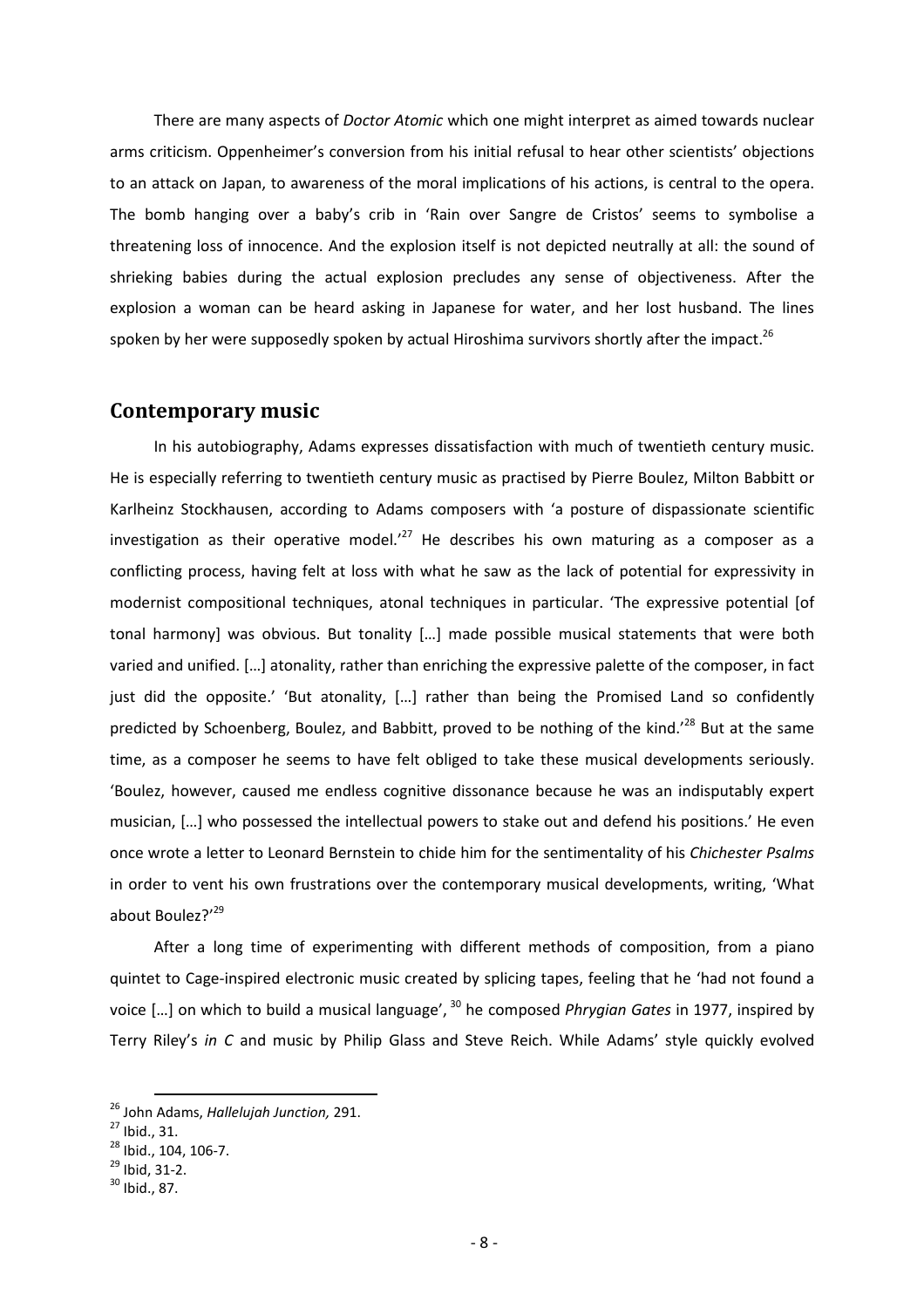There are many aspects of *Doctor Atomic* which one might interpret as aimed towards nuclear arms criticism. Oppenheimer's conversion from his initial refusal to hear other scientists' objections to an attack on Japan, to awareness of the moral implications of his actions, is central to the opera. The bomb hanging over a baby's crib in 'Rain over Sangre de Cristos' seems to symbolise a threatening loss of innocence. And the explosion itself is not depicted neutrally at all: the sound of shrieking babies during the actual explosion precludes any sense of objectiveness. After the explosion a woman can be heard asking in Japanese for water, and her lost husband. The lines spoken by her were supposedly spoken by actual Hiroshima survivors shortly after the impact.[26]

## Contemporary music

In his autobiography, Adams expresses dissatisfaction with much of twentieth century music. He is especially referring to twentieth century music as practised by Pierre Boulez, Milton Babbitt or Karlheinz Stockhausen, according to Adams composers with 'a posture of dispassionate scientific investigation as their operative model.'[27] He describes his own maturing as a composer as a conflicting process, having felt at loss with what he saw as the lack of potential for expressivity in modernist compositional techniques, atonal techniques in particular. 'The expressive potential [of tonal harmony] was obvious. But tonality […] made possible musical statements that were both varied and unified. […] atonality, rather than enriching the expressive palette of the composer, in fact just did the opposite.' 'But atonality, […] rather than being the Promised Land so confidently predicted by Schoenberg, Boulez, and Babbitt, proved to be nothing of the kind.'[28] But at the same time, as a composer he seems to have felt obliged to take these musical developments seriously. 'Boulez, however, caused me endless cognitive dissonance because he was an indisputably expert musician, […] who possessed the intellectual powers to stake out and defend his positions.' He even once wrote a letter to Leonard Bernstein to chide him for the sentimentality of his *Chichester Psalms* in order to vent his own frustrations over the contemporary musical developments, writing, 'What about Boulez?'[29]

After a long time of experimenting with different methods of composition, from a piano quintet to Cage-inspired electronic music created by splicing tapes, feeling that he 'had not found a voice […] on which to build a musical language', [30] he composed *Phrygian Gates* in 1977, inspired by Terry Riley's *in C* and music by Philip Glass and Steve Reich. While Adams' style quickly evolved

---

[26] John Adams, *Hallelujah Junction,* 291.

[27] Ibid., 31.

[28] Ibid., 104, 106-7.

[29] Ibid, 31-2.

[30] Ibid., 87.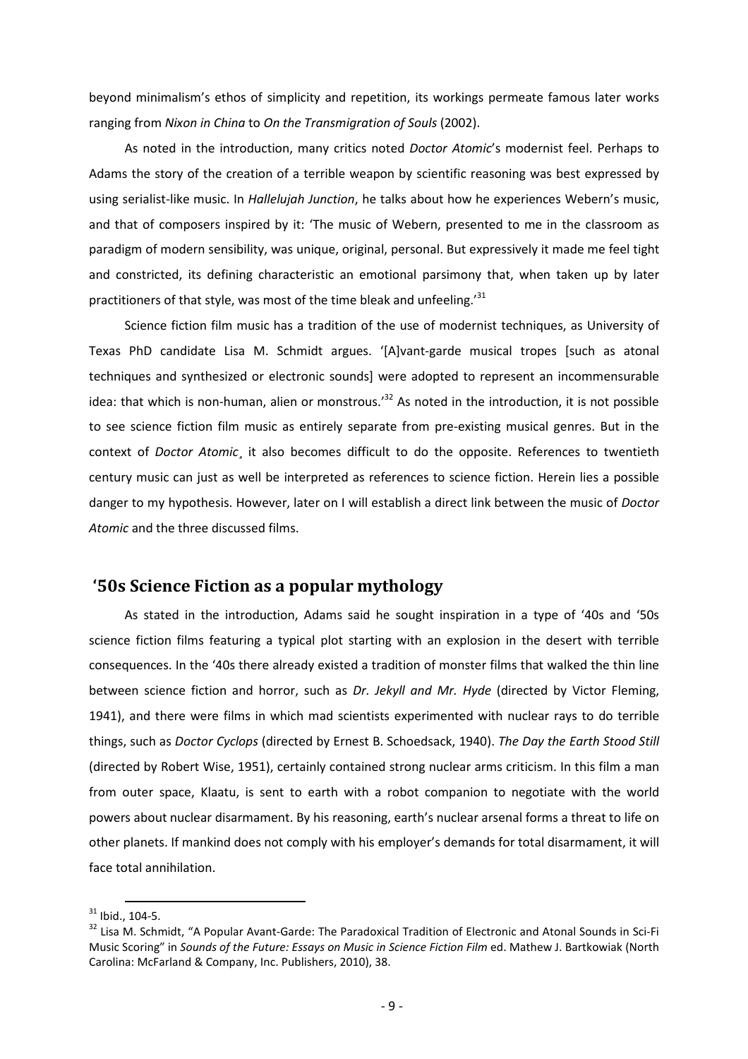beyond minimalism's ethos of simplicity and repetition, its workings permeate famous later works ranging from *Nixon in China* to *On the Transmigration of Souls* (2002).

As noted in the introduction, many critics noted *Doctor Atomic*'s modernist feel. Perhaps to Adams the story of the creation of a terrible weapon by scientific reasoning was best expressed by using serialist-like music. In *Hallelujah Junction*, he talks about how he experiences Webern's music, and that of composers inspired by it: 'The music of Webern, presented to me in the classroom as paradigm of modern sensibility, was unique, original, personal. But expressively it made me feel tight and constricted, its defining characteristic an emotional parsimony that, when taken up by later practitioners of that style, was most of the time bleak and unfeeling.'[31]

Science fiction film music has a tradition of the use of modernist techniques, as University of Texas PhD candidate Lisa M. Schmidt argues. '[A]vant-garde musical tropes [such as atonal techniques and synthesized or electronic sounds] were adopted to represent an incommensurable idea: that which is non-human, alien or monstrous.'[32] As noted in the introduction, it is not possible to see science fiction film music as entirely separate from pre-existing musical genres. But in the context of *Doctor Atomic*¸ it also becomes difficult to do the opposite. References to twentieth century music can just as well be interpreted as references to science fiction. Herein lies a possible danger to my hypothesis. However, later on I will establish a direct link between the music of *Doctor Atomic* and the three discussed films.

## '50s Science Fiction as a popular mythology

As stated in the introduction, Adams said he sought inspiration in a type of '40s and '50s science fiction films featuring a typical plot starting with an explosion in the desert with terrible consequences. In the '40s there already existed a tradition of monster films that walked the thin line between science fiction and horror, such as *Dr. Jekyll and Mr. Hyde* (directed by Victor Fleming, 1941), and there were films in which mad scientists experimented with nuclear rays to do terrible things, such as *Doctor Cyclops* (directed by Ernest B. Schoedsack, 1940). *The Day the Earth Stood Still* (directed by Robert Wise, 1951), certainly contained strong nuclear arms criticism. In this film a man from outer space, Klaatu, is sent to earth with a robot companion to negotiate with the world powers about nuclear disarmament. By his reasoning, earth's nuclear arsenal forms a threat to life on other planets. If mankind does not comply with his employer's demands for total disarmament, it will face total annihilation.

---

[31] Ibid., 104-5.

[32] Lisa M. Schmidt, "A Popular Avant-Garde: The Paradoxical Tradition of Electronic and Atonal Sounds in Sci-Fi Music Scoring" in *Sounds of the Future: Essays on Music in Science Fiction Film* ed. Mathew J. Bartkowiak (North Carolina: McFarland & Company, Inc. Publishers, 2010), 38.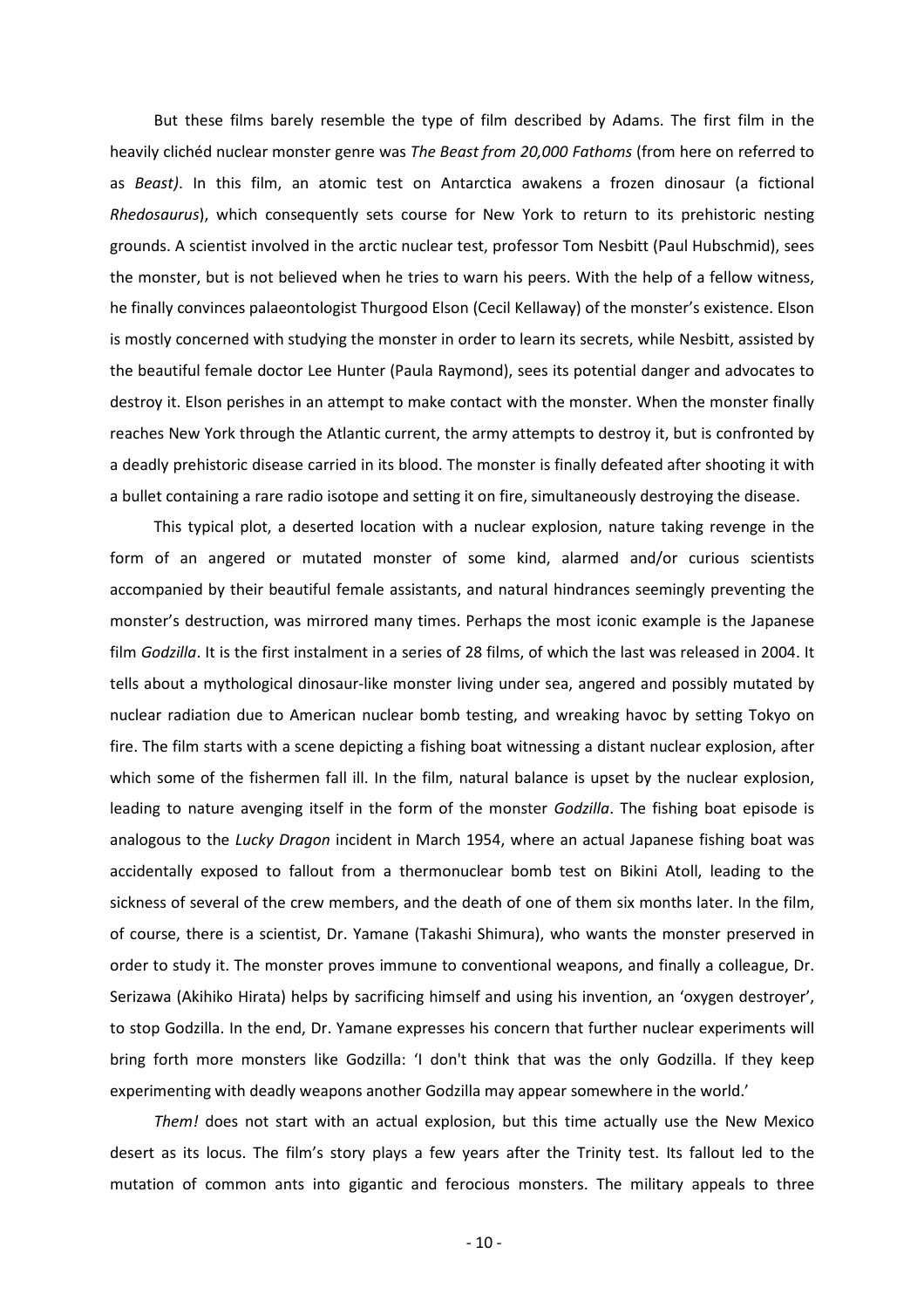But these films barely resemble the type of film described by Adams. The first film in the heavily clichéd nuclear monster genre was *The Beast from 20,000 Fathoms* (from here on referred to as *Beast)*. In this film, an atomic test on Antarctica awakens a frozen dinosaur (a fictional *Rhedosaurus*), which consequently sets course for New York to return to its prehistoric nesting grounds. A scientist involved in the arctic nuclear test, professor Tom Nesbitt (Paul Hubschmid), sees the monster, but is not believed when he tries to warn his peers. With the help of a fellow witness, he finally convinces palaeontologist Thurgood Elson (Cecil Kellaway) of the monster's existence. Elson is mostly concerned with studying the monster in order to learn its secrets, while Nesbitt, assisted by the beautiful female doctor Lee Hunter (Paula Raymond), sees its potential danger and advocates to destroy it. Elson perishes in an attempt to make contact with the monster. When the monster finally reaches New York through the Atlantic current, the army attempts to destroy it, but is confronted by a deadly prehistoric disease carried in its blood. The monster is finally defeated after shooting it with a bullet containing a rare radio isotope and setting it on fire, simultaneously destroying the disease.

This typical plot, a deserted location with a nuclear explosion, nature taking revenge in the form of an angered or mutated monster of some kind, alarmed and/or curious scientists accompanied by their beautiful female assistants, and natural hindrances seemingly preventing the monster's destruction, was mirrored many times. Perhaps the most iconic example is the Japanese film *Godzilla*. It is the first instalment in a series of 28 films, of which the last was released in 2004. It tells about a mythological dinosaur-like monster living under sea, angered and possibly mutated by nuclear radiation due to American nuclear bomb testing, and wreaking havoc by setting Tokyo on fire. The film starts with a scene depicting a fishing boat witnessing a distant nuclear explosion, after which some of the fishermen fall ill. In the film, natural balance is upset by the nuclear explosion, leading to nature avenging itself in the form of the monster *Godzilla*. The fishing boat episode is analogous to the *Lucky Dragon* incident in March 1954, where an actual Japanese fishing boat was accidentally exposed to fallout from a thermonuclear bomb test on Bikini Atoll, leading to the sickness of several of the crew members, and the death of one of them six months later. In the film, of course, there is a scientist, Dr. Yamane (Takashi Shimura), who wants the monster preserved in order to study it. The monster proves immune to conventional weapons, and finally a colleague, Dr. Serizawa (Akihiko Hirata) helps by sacrificing himself and using his invention, an 'oxygen destroyer', to stop Godzilla. In the end, Dr. Yamane expresses his concern that further nuclear experiments will bring forth more monsters like Godzilla: 'I don't think that was the only Godzilla. If they keep experimenting with deadly weapons another Godzilla may appear somewhere in the world.'

*Them!* does not start with an actual explosion, but this time actually use the New Mexico desert as its locus. The film's story plays a few years after the Trinity test. Its fallout led to the mutation of common ants into gigantic and ferocious monsters. The military appeals to three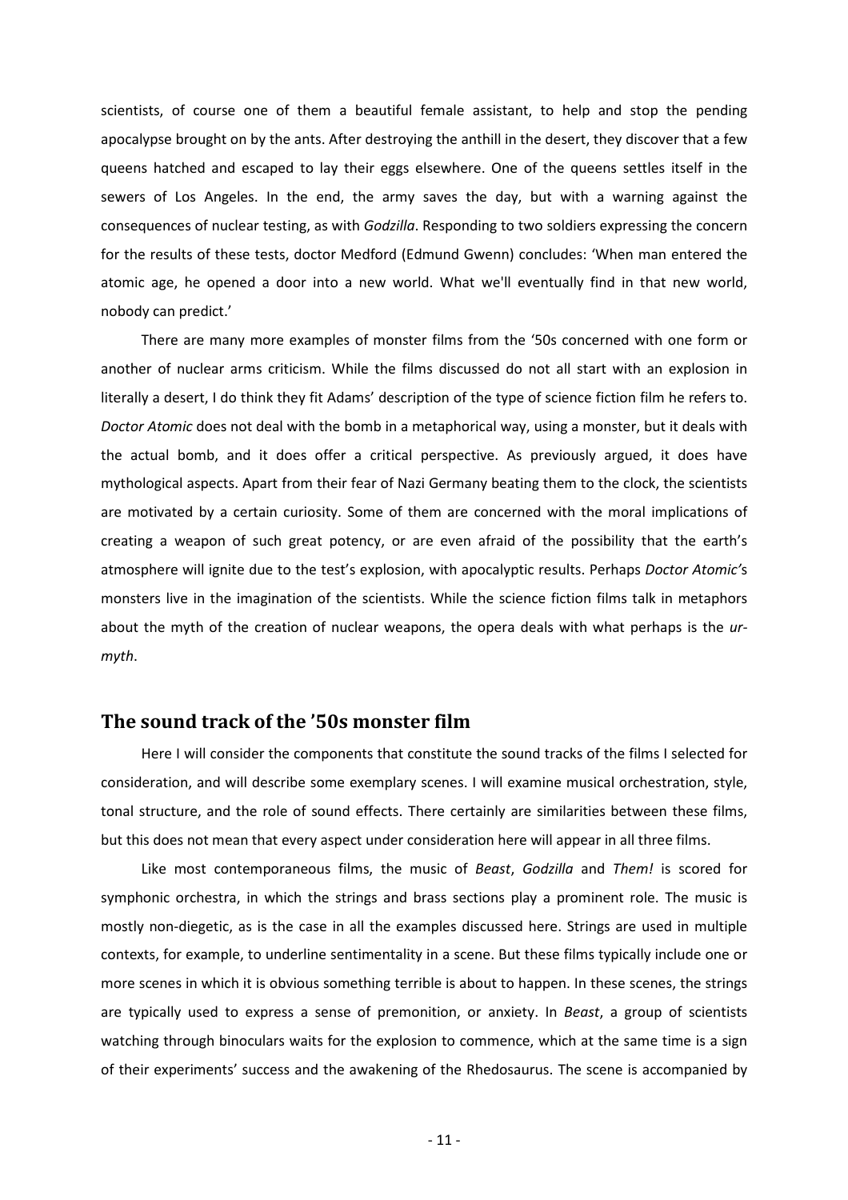scientists, of course one of them a beautiful female assistant, to help and stop the pending apocalypse brought on by the ants. After destroying the anthill in the desert, they discover that a few queens hatched and escaped to lay their eggs elsewhere. One of the queens settles itself in the sewers of Los Angeles. In the end, the army saves the day, but with a warning against the consequences of nuclear testing, as with *Godzilla*. Responding to two soldiers expressing the concern for the results of these tests, doctor Medford (Edmund Gwenn) concludes: 'When man entered the atomic age, he opened a door into a new world. What we'll eventually find in that new world, nobody can predict.'

There are many more examples of monster films from the '50s concerned with one form or another of nuclear arms criticism. While the films discussed do not all start with an explosion in literally a desert, I do think they fit Adams' description of the type of science fiction film he refers to. *Doctor Atomic* does not deal with the bomb in a metaphorical way, using a monster, but it deals with the actual bomb, and it does offer a critical perspective. As previously argued, it does have mythological aspects. Apart from their fear of Nazi Germany beating them to the clock, the scientists are motivated by a certain curiosity. Some of them are concerned with the moral implications of creating a weapon of such great potency, or are even afraid of the possibility that the earth's atmosphere will ignite due to the test's explosion, with apocalyptic results. Perhaps *Doctor Atomic'*s monsters live in the imagination of the scientists. While the science fiction films talk in metaphors about the myth of the creation of nuclear weapons, the opera deals with what perhaps is the *ur-myth*.

## The sound track of the '50s monster film

Here I will consider the components that constitute the sound tracks of the films I selected for consideration, and will describe some exemplary scenes. I will examine musical orchestration, style, tonal structure, and the role of sound effects. There certainly are similarities between these films, but this does not mean that every aspect under consideration here will appear in all three films.

Like most contemporaneous films, the music of *Beast*, *Godzilla* and *Them!* is scored for symphonic orchestra, in which the strings and brass sections play a prominent role. The music is mostly non-diegetic, as is the case in all the examples discussed here. Strings are used in multiple contexts, for example, to underline sentimentality in a scene. But these films typically include one or more scenes in which it is obvious something terrible is about to happen. In these scenes, the strings are typically used to express a sense of premonition, or anxiety. In *Beast*, a group of scientists watching through binoculars waits for the explosion to commence, which at the same time is a sign of their experiments' success and the awakening of the Rhedosaurus. The scene is accompanied by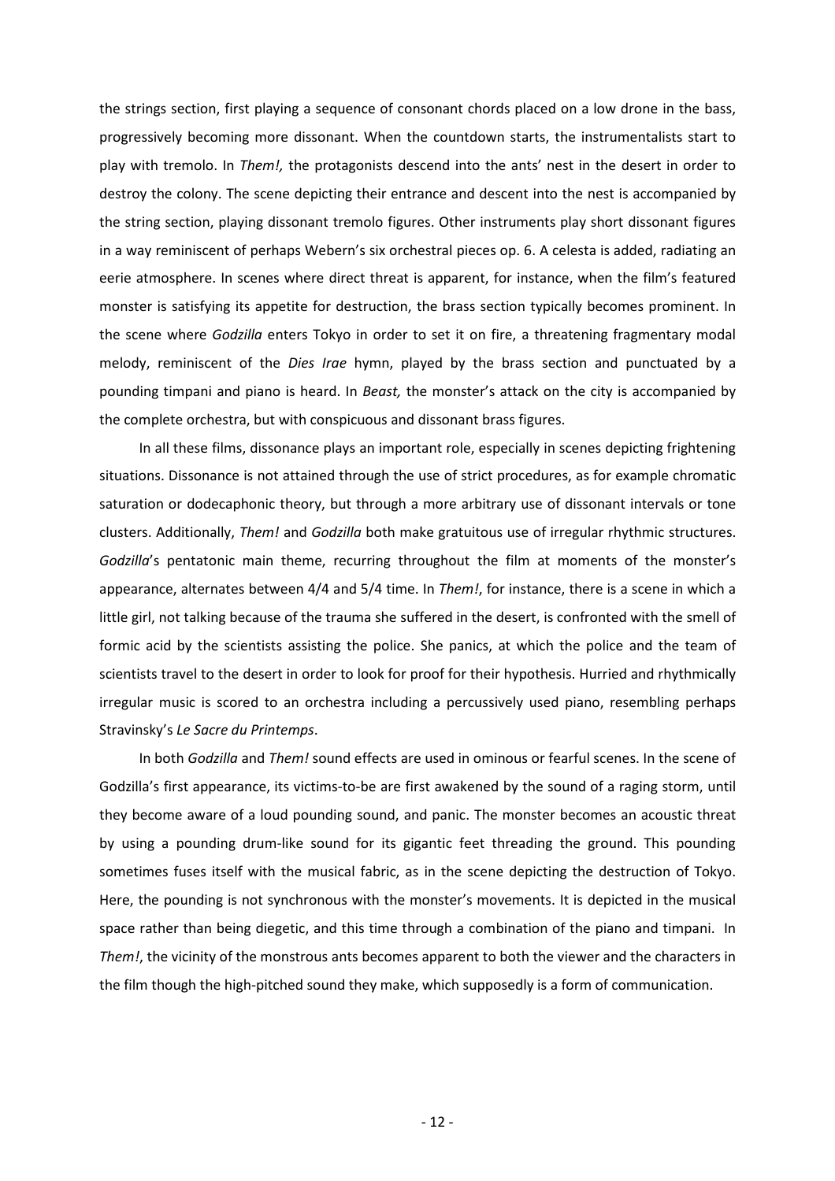the strings section, first playing a sequence of consonant chords placed on a low drone in the bass, progressively becoming more dissonant. When the countdown starts, the instrumentalists start to play with tremolo. In *Them!,* the protagonists descend into the ants' nest in the desert in order to destroy the colony. The scene depicting their entrance and descent into the nest is accompanied by the string section, playing dissonant tremolo figures. Other instruments play short dissonant figures in a way reminiscent of perhaps Webern's six orchestral pieces op. 6. A celesta is added, radiating an eerie atmosphere. In scenes where direct threat is apparent, for instance, when the film's featured monster is satisfying its appetite for destruction, the brass section typically becomes prominent. In the scene where *Godzilla* enters Tokyo in order to set it on fire, a threatening fragmentary modal melody, reminiscent of the *Dies Irae* hymn, played by the brass section and punctuated by a pounding timpani and piano is heard. In *Beast,* the monster's attack on the city is accompanied by the complete orchestra, but with conspicuous and dissonant brass figures.

In all these films, dissonance plays an important role, especially in scenes depicting frightening situations. Dissonance is not attained through the use of strict procedures, as for example chromatic saturation or dodecaphonic theory, but through a more arbitrary use of dissonant intervals or tone clusters. Additionally, *Them!* and *Godzilla* both make gratuitous use of irregular rhythmic structures. *Godzilla*'s pentatonic main theme, recurring throughout the film at moments of the monster's appearance, alternates between 4/4 and 5/4 time. In *Them!*, for instance, there is a scene in which a little girl, not talking because of the trauma she suffered in the desert, is confronted with the smell of formic acid by the scientists assisting the police. She panics, at which the police and the team of scientists travel to the desert in order to look for proof for their hypothesis. Hurried and rhythmically irregular music is scored to an orchestra including a percussively used piano, resembling perhaps Stravinsky's *Le Sacre du Printemps*.

In both *Godzilla* and *Them!* sound effects are used in ominous or fearful scenes. In the scene of Godzilla's first appearance, its victims-to-be are first awakened by the sound of a raging storm, until they become aware of a loud pounding sound, and panic. The monster becomes an acoustic threat by using a pounding drum-like sound for its gigantic feet threading the ground. This pounding sometimes fuses itself with the musical fabric, as in the scene depicting the destruction of Tokyo. Here, the pounding is not synchronous with the monster's movements. It is depicted in the musical space rather than being diegetic, and this time through a combination of the piano and timpani. In *Them!*, the vicinity of the monstrous ants becomes apparent to both the viewer and the characters in the film though the high-pitched sound they make, which supposedly is a form of communication.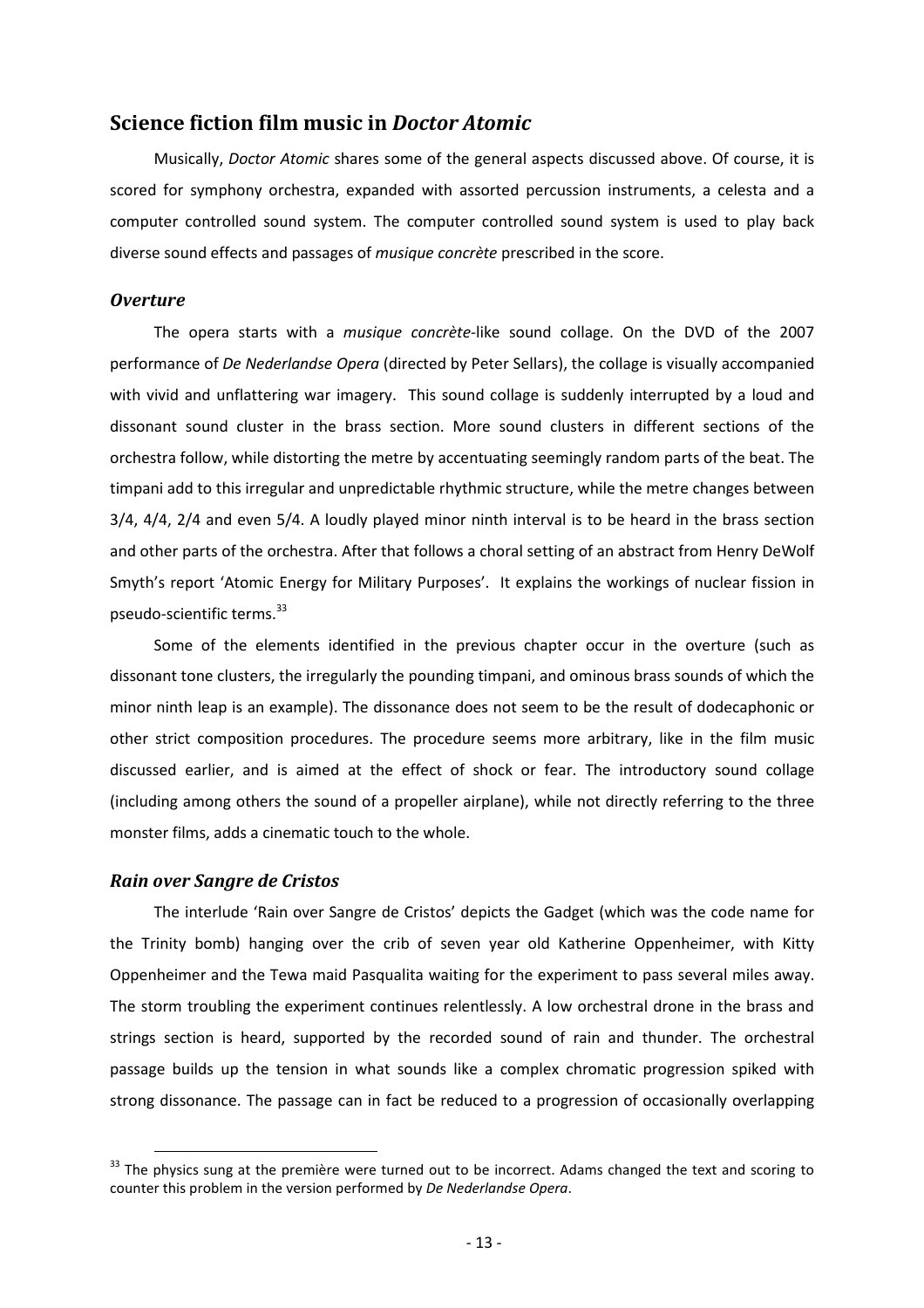## Science fiction film music in *Doctor Atomic*

Musically, *Doctor Atomic* shares some of the general aspects discussed above. Of course, it is scored for symphony orchestra, expanded with assorted percussion instruments, a celesta and a computer controlled sound system. The computer controlled sound system is used to play back diverse sound effects and passages of *musique concrète* prescribed in the score.

### *Overture*

The opera starts with a *musique concrète*-like sound collage. On the DVD of the 2007 performance of *De Nederlandse Opera* (directed by Peter Sellars), the collage is visually accompanied with vivid and unflattering war imagery. This sound collage is suddenly interrupted by a loud and dissonant sound cluster in the brass section. More sound clusters in different sections of the orchestra follow, while distorting the metre by accentuating seemingly random parts of the beat. The timpani add to this irregular and unpredictable rhythmic structure, while the metre changes between 3/4, 4/4, 2/4 and even 5/4. A loudly played minor ninth interval is to be heard in the brass section and other parts of the orchestra. After that follows a choral setting of an abstract from Henry DeWolf Smyth's report 'Atomic Energy for Military Purposes'. It explains the workings of nuclear fission in pseudo-scientific terms.[33]

Some of the elements identified in the previous chapter occur in the overture (such as dissonant tone clusters, the irregularly the pounding timpani, and ominous brass sounds of which the minor ninth leap is an example). The dissonance does not seem to be the result of dodecaphonic or other strict composition procedures. The procedure seems more arbitrary, like in the film music discussed earlier, and is aimed at the effect of shock or fear. The introductory sound collage (including among others the sound of a propeller airplane), while not directly referring to the three monster films, adds a cinematic touch to the whole.

### *Rain over Sangre de Cristos*

The interlude 'Rain over Sangre de Cristos' depicts the Gadget (which was the code name for the Trinity bomb) hanging over the crib of seven year old Katherine Oppenheimer, with Kitty Oppenheimer and the Tewa maid Pasqualita waiting for the experiment to pass several miles away. The storm troubling the experiment continues relentlessly. A low orchestral drone in the brass and strings section is heard, supported by the recorded sound of rain and thunder. The orchestral passage builds up the tension in what sounds like a complex chromatic progression spiked with strong dissonance. The passage can in fact be reduced to a progression of occasionally overlapping

[33] The physics sung at the première were turned out to be incorrect. Adams changed the text and scoring to counter this problem in the version performed by *De Nederlandse Opera*.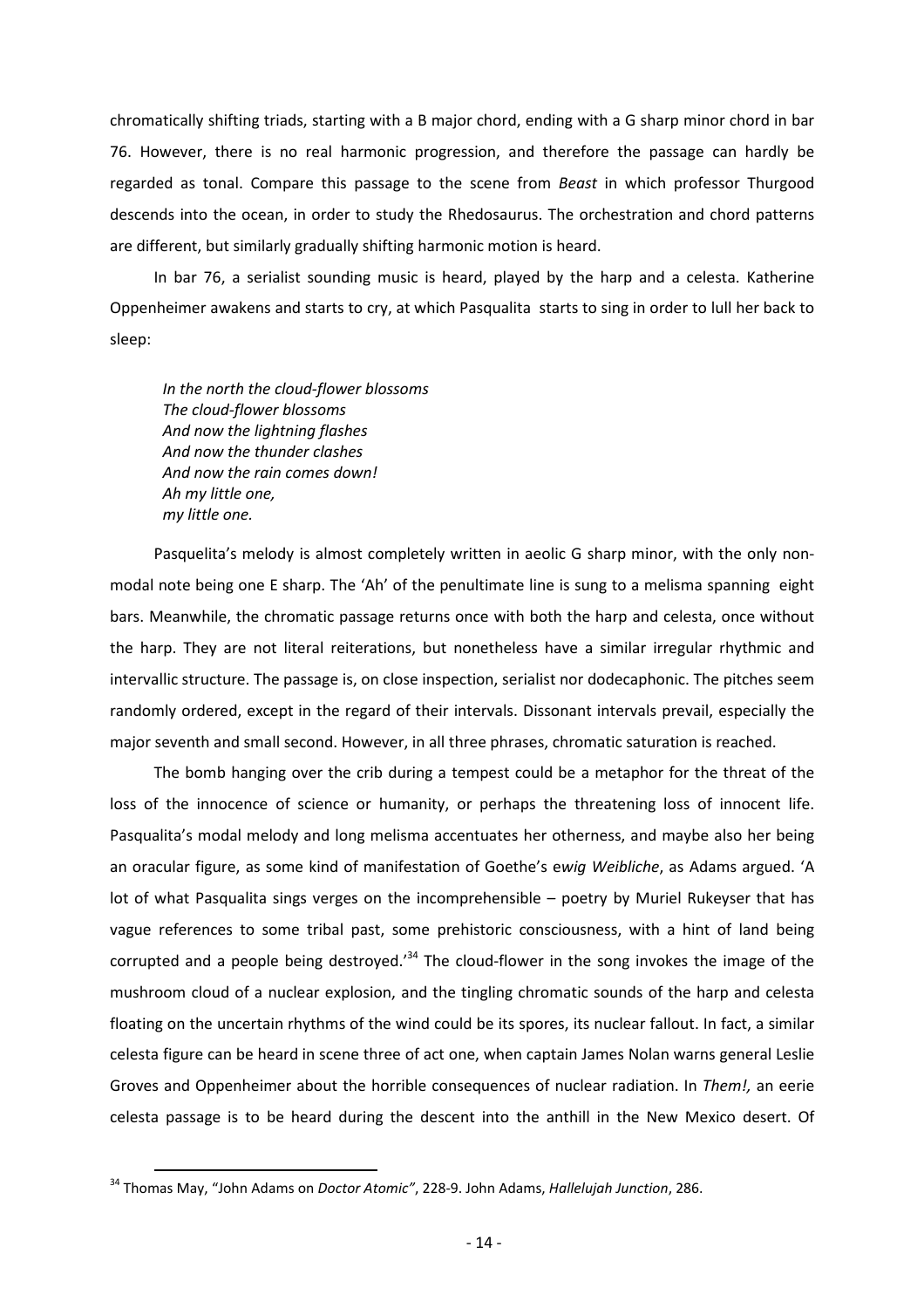chromatically shifting triads, starting with a B major chord, ending with a G sharp minor chord in bar 76. However, there is no real harmonic progression, and therefore the passage can hardly be regarded as tonal. Compare this passage to the scene from *Beast* in which professor Thurgood descends into the ocean, in order to study the Rhedosaurus. The orchestration and chord patterns are different, but similarly gradually shifting harmonic motion is heard.

In bar 76, a serialist sounding music is heard, played by the harp and a celesta. Katherine Oppenheimer awakens and starts to cry, at which Pasqualita starts to sing in order to lull her back to sleep:

> *In the north the cloud-flower blossoms*
> *The cloud-flower blossoms*
> *And now the lightning flashes*
> *And now the thunder clashes*
> *And now the rain comes down!*
> *Ah my little one,*
> *my little one.*

Pasquelita's melody is almost completely written in aeolic G sharp minor, with the only non-modal note being one E sharp. The 'Ah' of the penultimate line is sung to a melisma spanning eight bars. Meanwhile, the chromatic passage returns once with both the harp and celesta, once without the harp. They are not literal reiterations, but nonetheless have a similar irregular rhythmic and intervallic structure. The passage is, on close inspection, serialist nor dodecaphonic. The pitches seem randomly ordered, except in the regard of their intervals. Dissonant intervals prevail, especially the major seventh and small second. However, in all three phrases, chromatic saturation is reached.

The bomb hanging over the crib during a tempest could be a metaphor for the threat of the loss of the innocence of science or humanity, or perhaps the threatening loss of innocent life. Pasqualita's modal melody and long melisma accentuates her otherness, and maybe also her being an oracular figure, as some kind of manifestation of Goethe's e*wig Weibliche*, as Adams argued. 'A lot of what Pasqualita sings verges on the incomprehensible – poetry by Muriel Rukeyser that has vague references to some tribal past, some prehistoric consciousness, with a hint of land being corrupted and a people being destroyed.'[34] The cloud-flower in the song invokes the image of the mushroom cloud of a nuclear explosion, and the tingling chromatic sounds of the harp and celesta floating on the uncertain rhythms of the wind could be its spores, its nuclear fallout. In fact, a similar celesta figure can be heard in scene three of act one, when captain James Nolan warns general Leslie Groves and Oppenheimer about the horrible consequences of nuclear radiation. In *Them!,* an eerie celesta passage is to be heard during the descent into the anthill in the New Mexico desert. Of

[34] Thomas May, "John Adams on *Doctor Atomic"*, 228-9. John Adams, *Hallelujah Junction*, 286.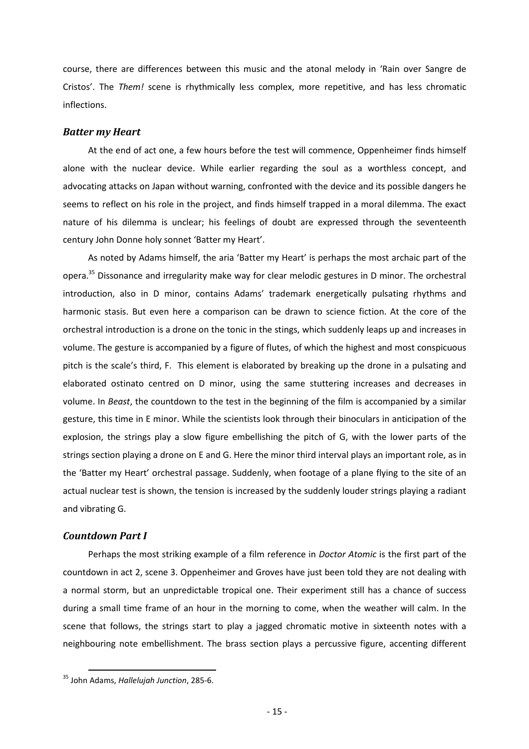course, there are differences between this music and the atonal melody in 'Rain over Sangre de Cristos'. The *Them!* scene is rhythmically less complex, more repetitive, and has less chromatic inflections.

### *Batter my Heart*

At the end of act one, a few hours before the test will commence, Oppenheimer finds himself alone with the nuclear device. While earlier regarding the soul as a worthless concept, and advocating attacks on Japan without warning, confronted with the device and its possible dangers he seems to reflect on his role in the project, and finds himself trapped in a moral dilemma. The exact nature of his dilemma is unclear; his feelings of doubt are expressed through the seventeenth century John Donne holy sonnet 'Batter my Heart'.

As noted by Adams himself, the aria 'Batter my Heart' is perhaps the most archaic part of the opera.[35] Dissonance and irregularity make way for clear melodic gestures in D minor. The orchestral introduction, also in D minor, contains Adams' trademark energetically pulsating rhythms and harmonic stasis. But even here a comparison can be drawn to science fiction. At the core of the orchestral introduction is a drone on the tonic in the stings, which suddenly leaps up and increases in volume. The gesture is accompanied by a figure of flutes, of which the highest and most conspicuous pitch is the scale's third, F. This element is elaborated by breaking up the drone in a pulsating and elaborated ostinato centred on D minor, using the same stuttering increases and decreases in volume. In *Beast*, the countdown to the test in the beginning of the film is accompanied by a similar gesture, this time in E minor. While the scientists look through their binoculars in anticipation of the explosion, the strings play a slow figure embellishing the pitch of G, with the lower parts of the strings section playing a drone on E and G. Here the minor third interval plays an important role, as in the 'Batter my Heart' orchestral passage. Suddenly, when footage of a plane flying to the site of an actual nuclear test is shown, the tension is increased by the suddenly louder strings playing a radiant and vibrating G.

### *Countdown Part I*

Perhaps the most striking example of a film reference in *Doctor Atomic* is the first part of the countdown in act 2, scene 3. Oppenheimer and Groves have just been told they are not dealing with a normal storm, but an unpredictable tropical one. Their experiment still has a chance of success during a small time frame of an hour in the morning to come, when the weather will calm. In the scene that follows, the strings start to play a jagged chromatic motive in sixteenth notes with a neighbouring note embellishment. The brass section plays a percussive figure, accenting different

---

[35] John Adams, *Hallelujah Junction*, 285-6.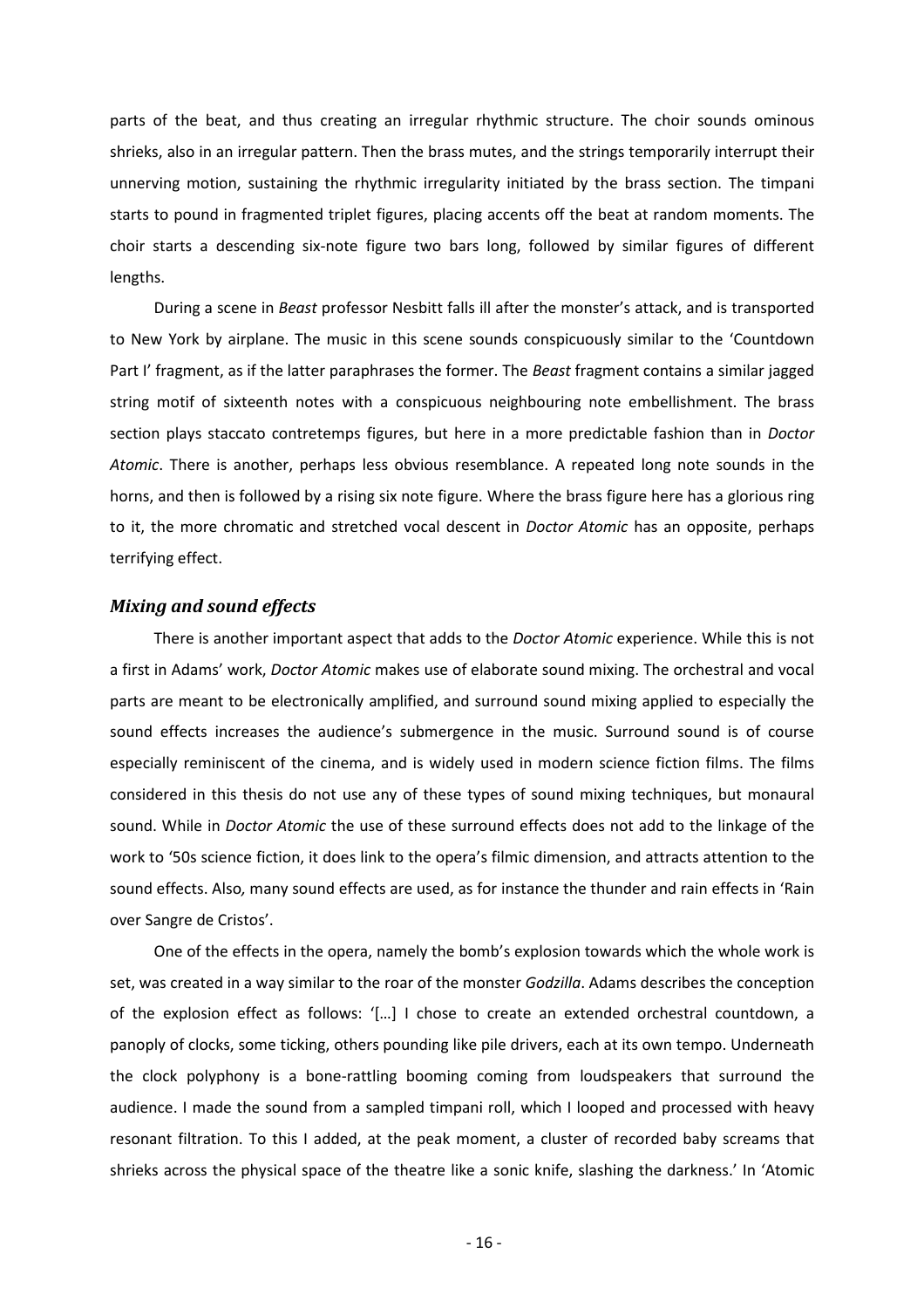parts of the beat, and thus creating an irregular rhythmic structure. The choir sounds ominous shrieks, also in an irregular pattern. Then the brass mutes, and the strings temporarily interrupt their unnerving motion, sustaining the rhythmic irregularity initiated by the brass section. The timpani starts to pound in fragmented triplet figures, placing accents off the beat at random moments. The choir starts a descending six-note figure two bars long, followed by similar figures of different lengths.

During a scene in *Beast* professor Nesbitt falls ill after the monster's attack, and is transported to New York by airplane. The music in this scene sounds conspicuously similar to the 'Countdown Part I' fragment, as if the latter paraphrases the former. The *Beast* fragment contains a similar jagged string motif of sixteenth notes with a conspicuous neighbouring note embellishment. The brass section plays staccato contretemps figures, but here in a more predictable fashion than in *Doctor Atomic*. There is another, perhaps less obvious resemblance. A repeated long note sounds in the horns, and then is followed by a rising six note figure. Where the brass figure here has a glorious ring to it, the more chromatic and stretched vocal descent in *Doctor Atomic* has an opposite, perhaps terrifying effect.

### *Mixing and sound effects*

There is another important aspect that adds to the *Doctor Atomic* experience. While this is not a first in Adams' work, *Doctor Atomic* makes use of elaborate sound mixing. The orchestral and vocal parts are meant to be electronically amplified, and surround sound mixing applied to especially the sound effects increases the audience's submergence in the music. Surround sound is of course especially reminiscent of the cinema, and is widely used in modern science fiction films. The films considered in this thesis do not use any of these types of sound mixing techniques, but monaural sound. While in *Doctor Atomic* the use of these surround effects does not add to the linkage of the work to '50s science fiction, it does link to the opera's filmic dimension, and attracts attention to the sound effects. Also, many sound effects are used, as for instance the thunder and rain effects in 'Rain over Sangre de Cristos'.

One of the effects in the opera, namely the bomb's explosion towards which the whole work is set, was created in a way similar to the roar of the monster *Godzilla*. Adams describes the conception of the explosion effect as follows: '[…] I chose to create an extended orchestral countdown, a panoply of clocks, some ticking, others pounding like pile drivers, each at its own tempo. Underneath the clock polyphony is a bone-rattling booming coming from loudspeakers that surround the audience. I made the sound from a sampled timpani roll, which I looped and processed with heavy resonant filtration. To this I added, at the peak moment, a cluster of recorded baby screams that shrieks across the physical space of the theatre like a sonic knife, slashing the darkness.' In 'Atomic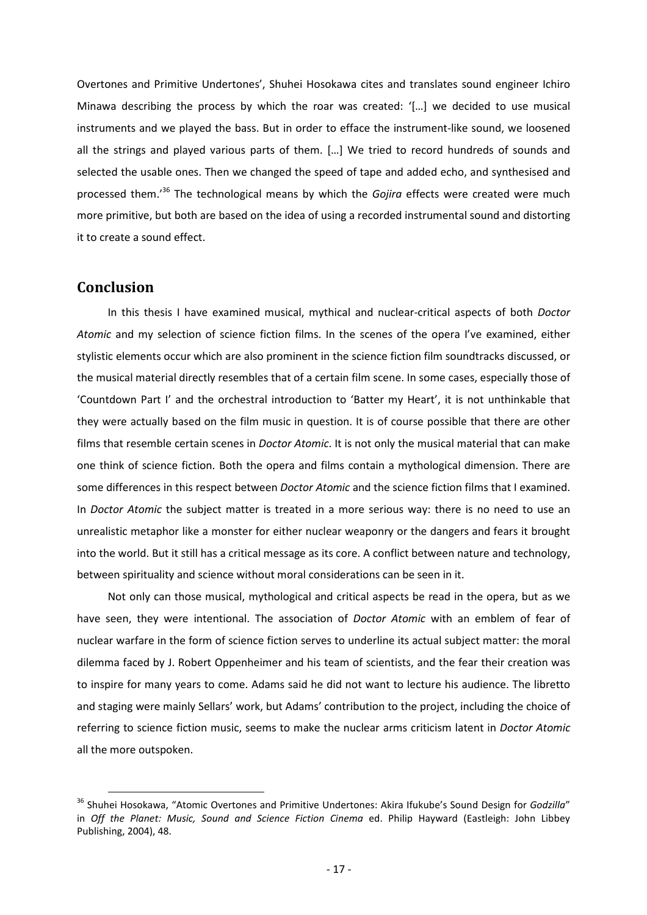Overtones and Primitive Undertones', Shuhei Hosokawa cites and translates sound engineer Ichiro Minawa describing the process by which the roar was created: '[…] we decided to use musical instruments and we played the bass. But in order to efface the instrument-like sound, we loosened all the strings and played various parts of them. […] We tried to record hundreds of sounds and selected the usable ones. Then we changed the speed of tape and added echo, and synthesised and processed them.'[36] The technological means by which the *Gojira* effects were created were much more primitive, but both are based on the idea of using a recorded instrumental sound and distorting it to create a sound effect.

## Conclusion

In this thesis I have examined musical, mythical and nuclear-critical aspects of both *Doctor Atomic* and my selection of science fiction films. In the scenes of the opera I've examined, either stylistic elements occur which are also prominent in the science fiction film soundtracks discussed, or the musical material directly resembles that of a certain film scene. In some cases, especially those of 'Countdown Part I' and the orchestral introduction to 'Batter my Heart', it is not unthinkable that they were actually based on the film music in question. It is of course possible that there are other films that resemble certain scenes in *Doctor Atomic*. It is not only the musical material that can make one think of science fiction. Both the opera and films contain a mythological dimension. There are some differences in this respect between *Doctor Atomic* and the science fiction films that I examined. In *Doctor Atomic* the subject matter is treated in a more serious way: there is no need to use an unrealistic metaphor like a monster for either nuclear weaponry or the dangers and fears it brought into the world. But it still has a critical message as its core. A conflict between nature and technology, between spirituality and science without moral considerations can be seen in it.

Not only can those musical, mythological and critical aspects be read in the opera, but as we have seen, they were intentional. The association of *Doctor Atomic* with an emblem of fear of nuclear warfare in the form of science fiction serves to underline its actual subject matter: the moral dilemma faced by J. Robert Oppenheimer and his team of scientists, and the fear their creation was to inspire for many years to come. Adams said he did not want to lecture his audience. The libretto and staging were mainly Sellars' work, but Adams' contribution to the project, including the choice of referring to science fiction music, seems to make the nuclear arms criticism latent in *Doctor Atomic* all the more outspoken.

---

[36] Shuhei Hosokawa, "Atomic Overtones and Primitive Undertones: Akira Ifukube's Sound Design for *Godzilla*" in *Off the Planet: Music, Sound and Science Fiction Cinema* ed. Philip Hayward (Eastleigh: John Libbey Publishing, 2004), 48.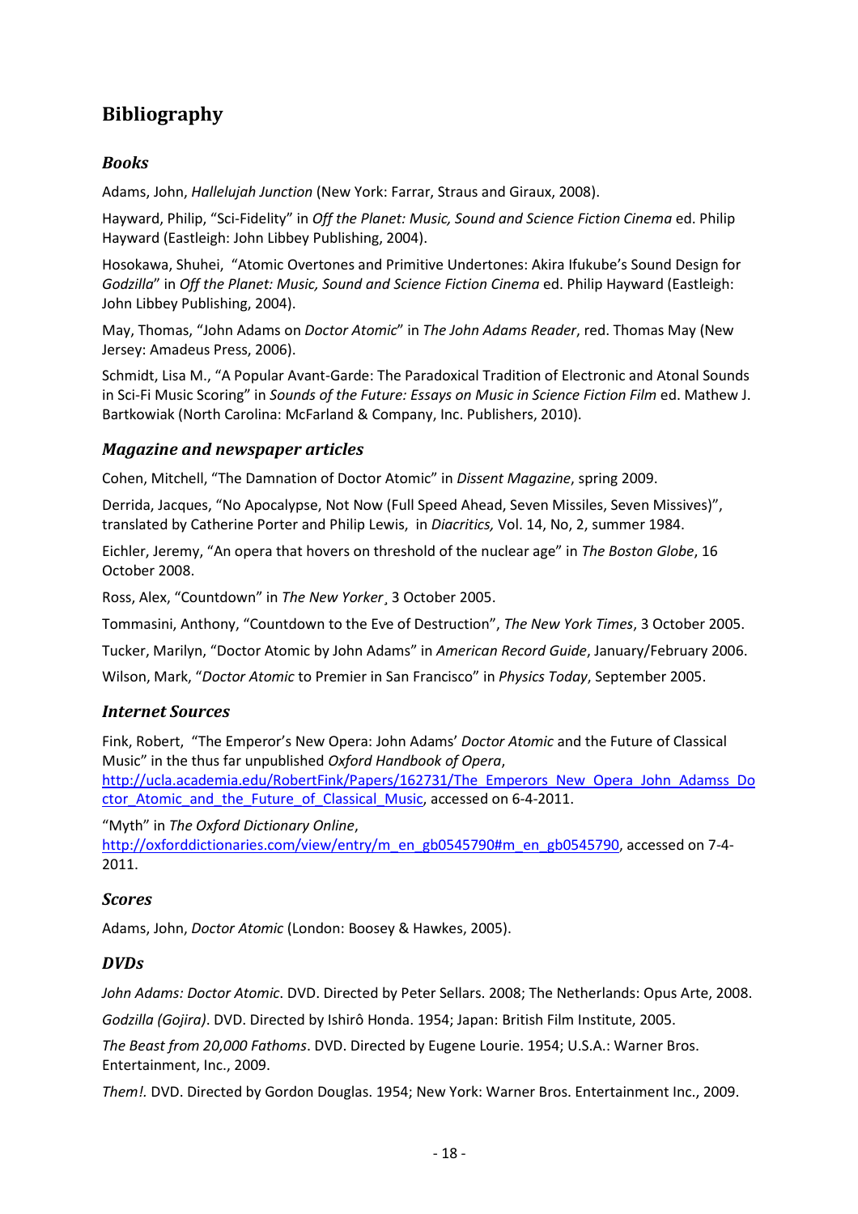## Bibliography

### *Books*

Adams, John, *Hallelujah Junction* (New York: Farrar, Straus and Giraux, 2008).

Hayward, Philip, "Sci-Fidelity" in *Off the Planet: Music, Sound and Science Fiction Cinema* ed. Philip Hayward (Eastleigh: John Libbey Publishing, 2004).

Hosokawa, Shuhei, "Atomic Overtones and Primitive Undertones: Akira Ifukube's Sound Design for *Godzilla*" in *Off the Planet: Music, Sound and Science Fiction Cinema* ed. Philip Hayward (Eastleigh: John Libbey Publishing, 2004).

May, Thomas, "John Adams on *Doctor Atomic*" in *The John Adams Reader*, red. Thomas May (New Jersey: Amadeus Press, 2006).

Schmidt, Lisa M., "A Popular Avant-Garde: The Paradoxical Tradition of Electronic and Atonal Sounds in Sci-Fi Music Scoring" in *Sounds of the Future: Essays on Music in Science Fiction Film* ed. Mathew J. Bartkowiak (North Carolina: McFarland & Company, Inc. Publishers, 2010).

### *Magazine and newspaper articles*

Cohen, Mitchell, "The Damnation of Doctor Atomic" in *Dissent Magazine*, spring 2009.

Derrida, Jacques, "No Apocalypse, Not Now (Full Speed Ahead, Seven Missiles, Seven Missives)", translated by Catherine Porter and Philip Lewis, in *Diacritics,* Vol. 14, No, 2, summer 1984.

Eichler, Jeremy, "An opera that hovers on threshold of the nuclear age" in *The Boston Globe*, 16 October 2008.

Ross, Alex, "Countdown" in *The New Yorker*¸ 3 October 2005.

Tommasini, Anthony, "Countdown to the Eve of Destruction", *The New York Times*, 3 October 2005.

Tucker, Marilyn, "Doctor Atomic by John Adams" in *American Record Guide*, January/February 2006.

Wilson, Mark, "*Doctor Atomic* to Premier in San Francisco" in *Physics Today*, September 2005.

### *Internet Sources*

Fink, Robert, "The Emperor's New Opera: John Adams' *Doctor Atomic* and the Future of Classical Music" in the thus far unpublished *Oxford Handbook of Opera*, http://ucla.academia.edu/RobertFink/Papers/162731/The_Emperors_New_Opera_John_Adamss_Doctor_Atomic_and_the_Future_of_Classical_Music, accessed on 6-4-2011.

"Myth" in *The Oxford Dictionary Online*, http://oxforddictionaries.com/view/entry/m_en_gb0545790#m_en_gb0545790, accessed on 7-4-2011.

### *Scores*

Adams, John, *Doctor Atomic* (London: Boosey & Hawkes, 2005).

### *DVDs*

*John Adams: Doctor Atomic*. DVD. Directed by Peter Sellars. 2008; The Netherlands: Opus Arte, 2008.

*Godzilla (Gojira)*. DVD. Directed by Ishirô Honda. 1954; Japan: British Film Institute, 2005.

*The Beast from 20,000 Fathoms*. DVD. Directed by Eugene Lourie. 1954; U.S.A.: Warner Bros. Entertainment, Inc., 2009.

*Them!.* DVD. Directed by Gordon Douglas. 1954; New York: Warner Bros. Entertainment Inc., 2009.